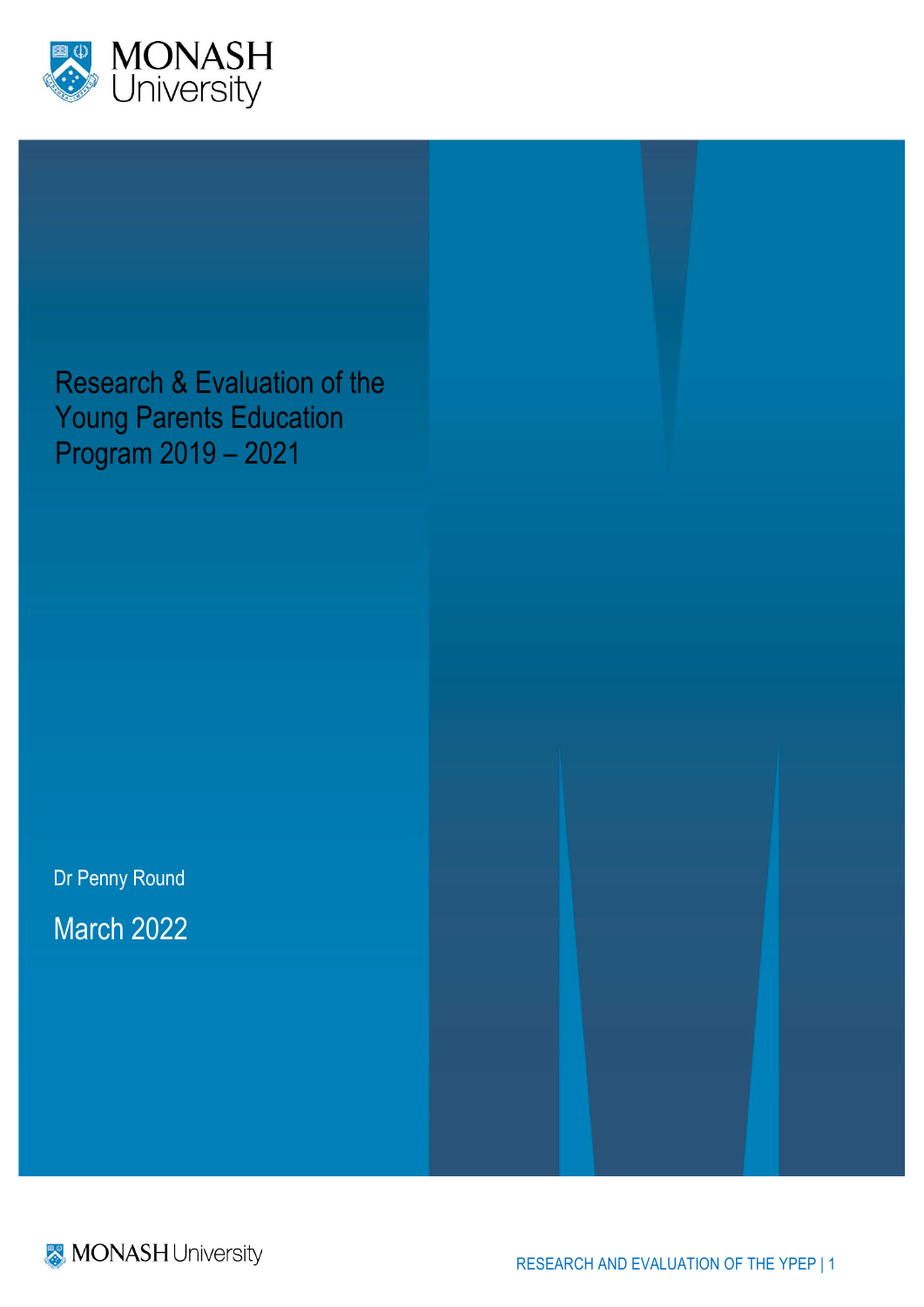# Research & Evaluation of the Young Parents Education Program 2019 – 2021

Dr Penny Round

March 2022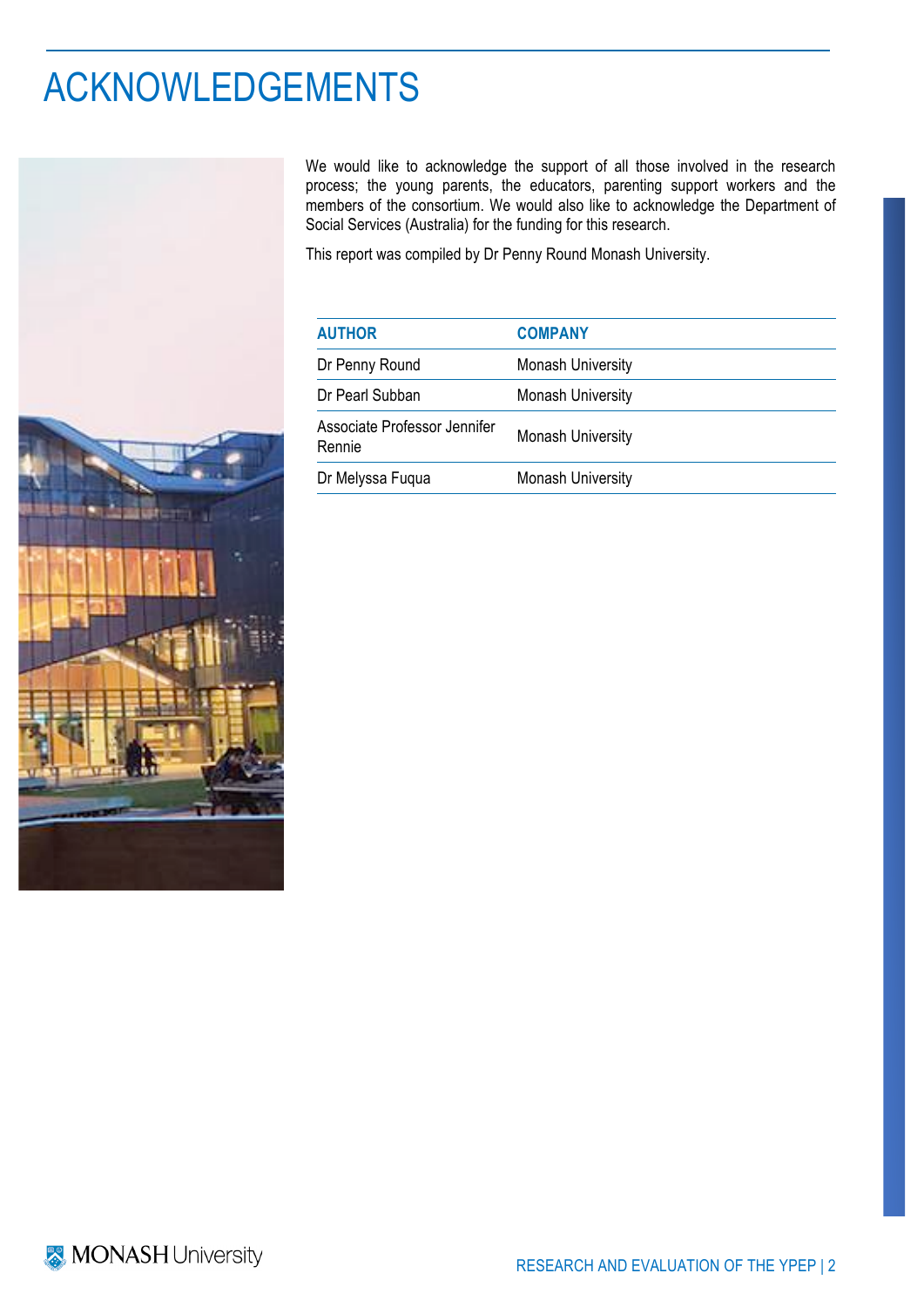# ACKNOWLEDGEMENTS

We would like to acknowledge the support of all those involved in the research process; the young parents, the educators, parenting support workers and the members of the consortium. We would also like to acknowledge the Department of Social Services (Australia) for the funding for this research.

This report was compiled by Dr Penny Round Monash University.

| AUTHOR | COMPANY |
|---|---|
| Dr Penny Round | Monash University |
| Dr Pearl Subban | Monash University |
| Associate Professor Jennifer Rennie | Monash University |
| Dr Melyssa Fuqua | Monash University |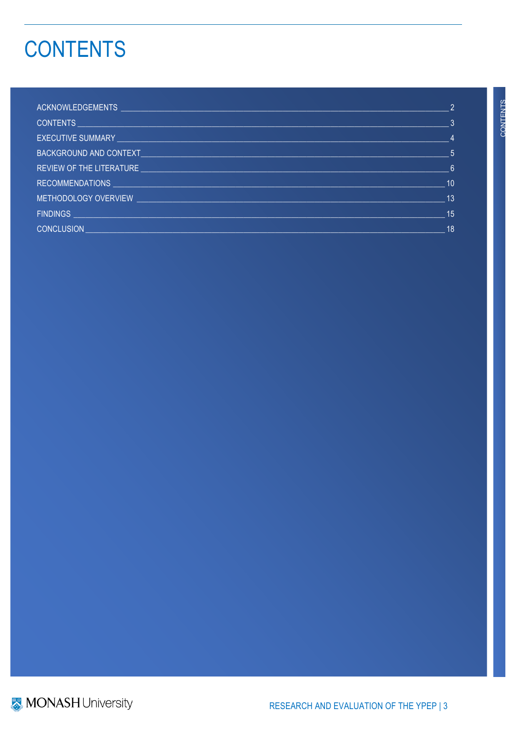# CONTENTS

| | |
|---|---|
| ACKNOWLEDGEMENTS | 2 |
| CONTENTS | 3 |
| EXECUTIVE SUMMARY | 4 |
| BACKGROUND AND CONTEXT | 5 |
| REVIEW OF THE LITERATURE | 6 |
| RECOMMENDATIONS | 10 |
| METHODOLOGY OVERVIEW | 13 |
| FINDINGS | 15 |
| CONCLUSION | 18 |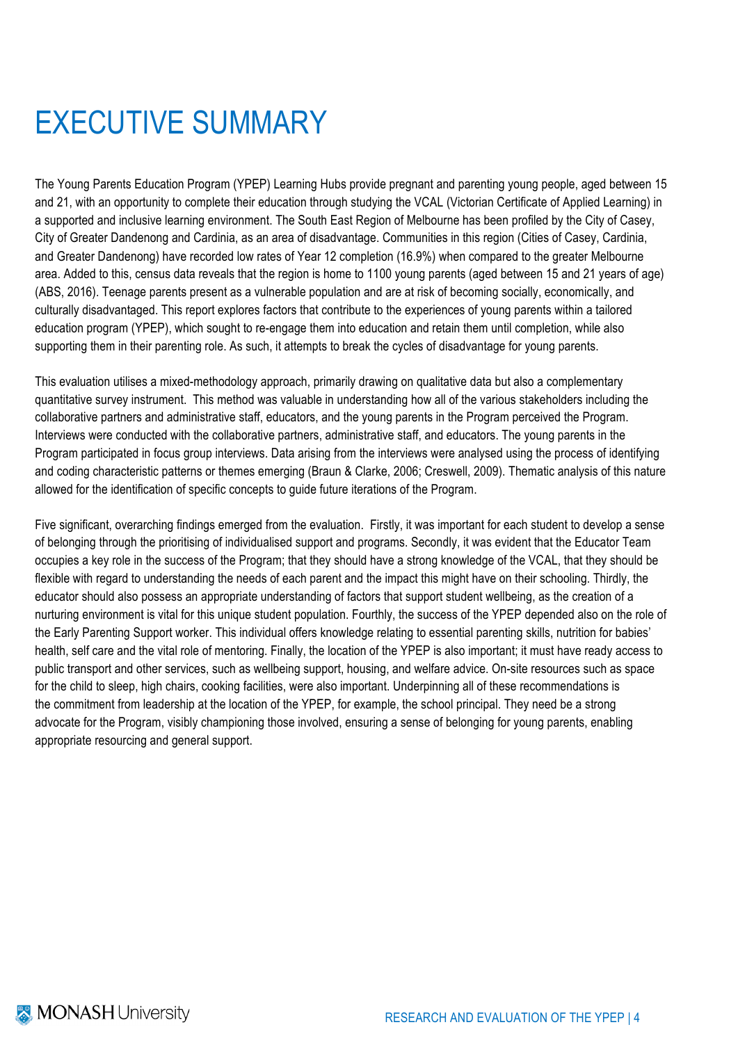# EXECUTIVE SUMMARY

The Young Parents Education Program (YPEP) Learning Hubs provide pregnant and parenting young people, aged between 15 and 21, with an opportunity to complete their education through studying the VCAL (Victorian Certificate of Applied Learning) in a supported and inclusive learning environment. The South East Region of Melbourne has been profiled by the City of Casey, City of Greater Dandenong and Cardinia, as an area of disadvantage. Communities in this region (Cities of Casey, Cardinia, and Greater Dandenong) have recorded low rates of Year 12 completion (16.9%) when compared to the greater Melbourne area. Added to this, census data reveals that the region is home to 1100 young parents (aged between 15 and 21 years of age) (ABS, 2016). Teenage parents present as a vulnerable population and are at risk of becoming socially, economically, and culturally disadvantaged. This report explores factors that contribute to the experiences of young parents within a tailored education program (YPEP), which sought to re-engage them into education and retain them until completion, while also supporting them in their parenting role. As such, it attempts to break the cycles of disadvantage for young parents.

This evaluation utilises a mixed-methodology approach, primarily drawing on qualitative data but also a complementary quantitative survey instrument. This method was valuable in understanding how all of the various stakeholders including the collaborative partners and administrative staff, educators, and the young parents in the Program perceived the Program. Interviews were conducted with the collaborative partners, administrative staff, and educators. The young parents in the Program participated in focus group interviews. Data arising from the interviews were analysed using the process of identifying and coding characteristic patterns or themes emerging (Braun & Clarke, 2006; Creswell, 2009). Thematic analysis of this nature allowed for the identification of specific concepts to guide future iterations of the Program.

Five significant, overarching findings emerged from the evaluation. Firstly, it was important for each student to develop a sense of belonging through the prioritising of individualised support and programs. Secondly, it was evident that the Educator Team occupies a key role in the success of the Program; that they should have a strong knowledge of the VCAL, that they should be flexible with regard to understanding the needs of each parent and the impact this might have on their schooling. Thirdly, the educator should also possess an appropriate understanding of factors that support student wellbeing, as the creation of a nurturing environment is vital for this unique student population. Fourthly, the success of the YPEP depended also on the role of the Early Parenting Support worker. This individual offers knowledge relating to essential parenting skills, nutrition for babies' health, self care and the vital role of mentoring. Finally, the location of the YPEP is also important; it must have ready access to public transport and other services, such as wellbeing support, housing, and welfare advice. On-site resources such as space for the child to sleep, high chairs, cooking facilities, were also important. Underpinning all of these recommendations is the commitment from leadership at the location of the YPEP, for example, the school principal. They need be a strong advocate for the Program, visibly championing those involved, ensuring a sense of belonging for young parents, enabling appropriate resourcing and general support.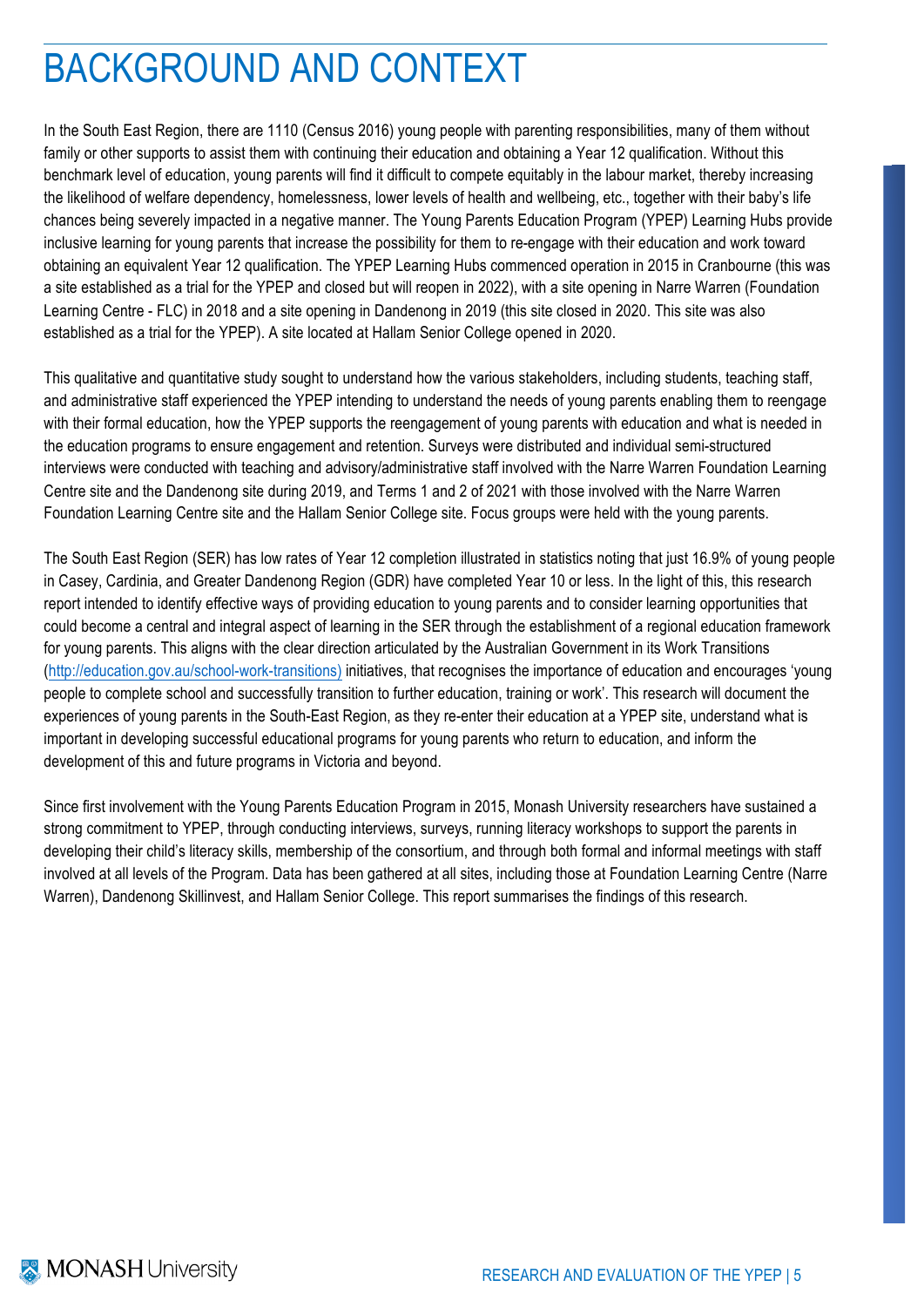# BACKGROUND AND CONTEXT

In the South East Region, there are 1110 (Census 2016) young people with parenting responsibilities, many of them without family or other supports to assist them with continuing their education and obtaining a Year 12 qualification. Without this benchmark level of education, young parents will find it difficult to compete equitably in the labour market, thereby increasing the likelihood of welfare dependency, homelessness, lower levels of health and wellbeing, etc., together with their baby's life chances being severely impacted in a negative manner. The Young Parents Education Program (YPEP) Learning Hubs provide inclusive learning for young parents that increase the possibility for them to re-engage with their education and work toward obtaining an equivalent Year 12 qualification. The YPEP Learning Hubs commenced operation in 2015 in Cranbourne (this was a site established as a trial for the YPEP and closed but will reopen in 2022), with a site opening in Narre Warren (Foundation Learning Centre - FLC) in 2018 and a site opening in Dandenong in 2019 (this site closed in 2020. This site was also established as a trial for the YPEP). A site located at Hallam Senior College opened in 2020.

This qualitative and quantitative study sought to understand how the various stakeholders, including students, teaching staff, and administrative staff experienced the YPEP intending to understand the needs of young parents enabling them to reengage with their formal education, how the YPEP supports the reengagement of young parents with education and what is needed in the education programs to ensure engagement and retention. Surveys were distributed and individual semi-structured interviews were conducted with teaching and advisory/administrative staff involved with the Narre Warren Foundation Learning Centre site and the Dandenong site during 2019, and Terms 1 and 2 of 2021 with those involved with the Narre Warren Foundation Learning Centre site and the Hallam Senior College site. Focus groups were held with the young parents.

The South East Region (SER) has low rates of Year 12 completion illustrated in statistics noting that just 16.9% of young people in Casey, Cardinia, and Greater Dandenong Region (GDR) have completed Year 10 or less. In the light of this, this research report intended to identify effective ways of providing education to young parents and to consider learning opportunities that could become a central and integral aspect of learning in the SER through the establishment of a regional education framework for young parents. This aligns with the clear direction articulated by the Australian Government in its Work Transitions (http://education.gov.au/school-work-transitions) initiatives, that recognises the importance of education and encourages 'young people to complete school and successfully transition to further education, training or work'. This research will document the experiences of young parents in the South-East Region, as they re-enter their education at a YPEP site, understand what is important in developing successful educational programs for young parents who return to education, and inform the development of this and future programs in Victoria and beyond.

Since first involvement with the Young Parents Education Program in 2015, Monash University researchers have sustained a strong commitment to YPEP, through conducting interviews, surveys, running literacy workshops to support the parents in developing their child's literacy skills, membership of the consortium, and through both formal and informal meetings with staff involved at all levels of the Program. Data has been gathered at all sites, including those at Foundation Learning Centre (Narre Warren), Dandenong Skillinvest, and Hallam Senior College. This report summarises the findings of this research.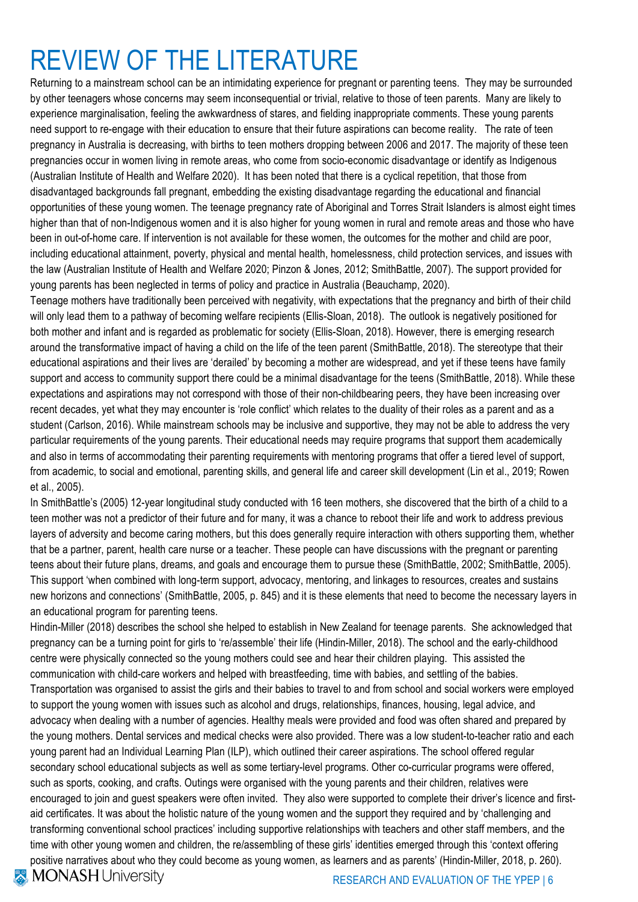# REVIEW OF THE LITERATURE

Returning to a mainstream school can be an intimidating experience for pregnant or parenting teens. They may be surrounded by other teenagers whose concerns may seem inconsequential or trivial, relative to those of teen parents. Many are likely to experience marginalisation, feeling the awkwardness of stares, and fielding inappropriate comments. These young parents need support to re-engage with their education to ensure that their future aspirations can become reality. The rate of teen pregnancy in Australia is decreasing, with births to teen mothers dropping between 2006 and 2017. The majority of these teen pregnancies occur in women living in remote areas, who come from socio-economic disadvantage or identify as Indigenous (Australian Institute of Health and Welfare 2020). It has been noted that there is a cyclical repetition, that those from disadvantaged backgrounds fall pregnant, embedding the existing disadvantage regarding the educational and financial opportunities of these young women. The teenage pregnancy rate of Aboriginal and Torres Strait Islanders is almost eight times higher than that of non-Indigenous women and it is also higher for young women in rural and remote areas and those who have been in out-of-home care. If intervention is not available for these women, the outcomes for the mother and child are poor, including educational attainment, poverty, physical and mental health, homelessness, child protection services, and issues with the law (Australian Institute of Health and Welfare 2020; Pinzon & Jones, 2012; SmithBattle, 2007). The support provided for young parents has been neglected in terms of policy and practice in Australia (Beauchamp, 2020).

Teenage mothers have traditionally been perceived with negativity, with expectations that the pregnancy and birth of their child will only lead them to a pathway of becoming welfare recipients (Ellis-Sloan, 2018). The outlook is negatively positioned for both mother and infant and is regarded as problematic for society (Ellis-Sloan, 2018). However, there is emerging research around the transformative impact of having a child on the life of the teen parent (SmithBattle, 2018). The stereotype that their educational aspirations and their lives are 'derailed' by becoming a mother are widespread, and yet if these teens have family support and access to community support there could be a minimal disadvantage for the teens (SmithBattle, 2018). While these expectations and aspirations may not correspond with those of their non-childbearing peers, they have been increasing over recent decades, yet what they may encounter is 'role conflict' which relates to the duality of their roles as a parent and as a student (Carlson, 2016). While mainstream schools may be inclusive and supportive, they may not be able to address the very particular requirements of the young parents. Their educational needs may require programs that support them academically and also in terms of accommodating their parenting requirements with mentoring programs that offer a tiered level of support, from academic, to social and emotional, parenting skills, and general life and career skill development (Lin et al., 2019; Rowen et al., 2005).

In SmithBattle's (2005) 12-year longitudinal study conducted with 16 teen mothers, she discovered that the birth of a child to a teen mother was not a predictor of their future and for many, it was a chance to reboot their life and work to address previous layers of adversity and become caring mothers, but this does generally require interaction with others supporting them, whether that be a partner, parent, health care nurse or a teacher. These people can have discussions with the pregnant or parenting teens about their future plans, dreams, and goals and encourage them to pursue these (SmithBattle, 2002; SmithBattle, 2005). This support 'when combined with long-term support, advocacy, mentoring, and linkages to resources, creates and sustains new horizons and connections' (SmithBattle, 2005, p. 845) and it is these elements that need to become the necessary layers in an educational program for parenting teens.

Hindin-Miller (2018) describes the school she helped to establish in New Zealand for teenage parents. She acknowledged that pregnancy can be a turning point for girls to 're/assemble' their life (Hindin-Miller, 2018). The school and the early-childhood centre were physically connected so the young mothers could see and hear their children playing. This assisted the communication with child-care workers and helped with breastfeeding, time with babies, and settling of the babies. Transportation was organised to assist the girls and their babies to travel to and from school and social workers were employed to support the young women with issues such as alcohol and drugs, relationships, finances, housing, legal advice, and advocacy when dealing with a number of agencies. Healthy meals were provided and food was often shared and prepared by the young mothers. Dental services and medical checks were also provided. There was a low student-to-teacher ratio and each young parent had an Individual Learning Plan (ILP), which outlined their career aspirations. The school offered regular secondary school educational subjects as well as some tertiary-level programs. Other co-curricular programs were offered, such as sports, cooking, and crafts. Outings were organised with the young parents and their children, relatives were encouraged to join and guest speakers were often invited. They also were supported to complete their driver's licence and first-aid certificates. It was about the holistic nature of the young women and the support they required and by 'challenging and transforming conventional school practices' including supportive relationships with teachers and other staff members, and the time with other young women and children, the re/assembling of these girls' identities emerged through this 'context offering positive narratives about who they could become as young women, as learners and as parents' (Hindin-Miller, 2018, p. 260).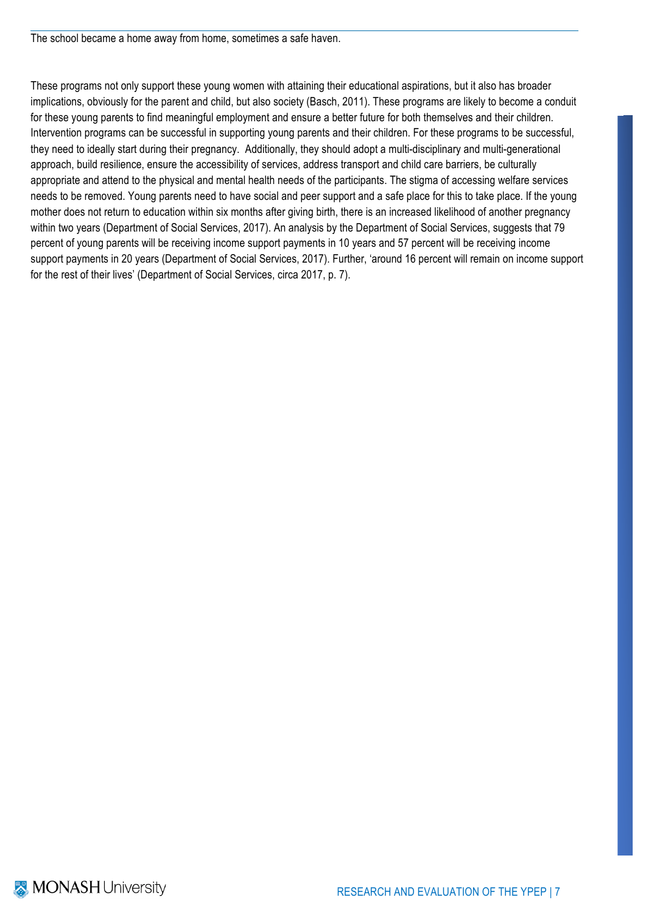The school became a home away from home, sometimes a safe haven.

These programs not only support these young women with attaining their educational aspirations, but it also has broader implications, obviously for the parent and child, but also society (Basch, 2011). These programs are likely to become a conduit for these young parents to find meaningful employment and ensure a better future for both themselves and their children. Intervention programs can be successful in supporting young parents and their children. For these programs to be successful, they need to ideally start during their pregnancy. Additionally, they should adopt a multi-disciplinary and multi-generational approach, build resilience, ensure the accessibility of services, address transport and child care barriers, be culturally appropriate and attend to the physical and mental health needs of the participants. The stigma of accessing welfare services needs to be removed. Young parents need to have social and peer support and a safe place for this to take place. If the young mother does not return to education within six months after giving birth, there is an increased likelihood of another pregnancy within two years (Department of Social Services, 2017). An analysis by the Department of Social Services, suggests that 79 percent of young parents will be receiving income support payments in 10 years and 57 percent will be receiving income support payments in 20 years (Department of Social Services, 2017). Further, 'around 16 percent will remain on income support for the rest of their lives' (Department of Social Services, circa 2017, p. 7).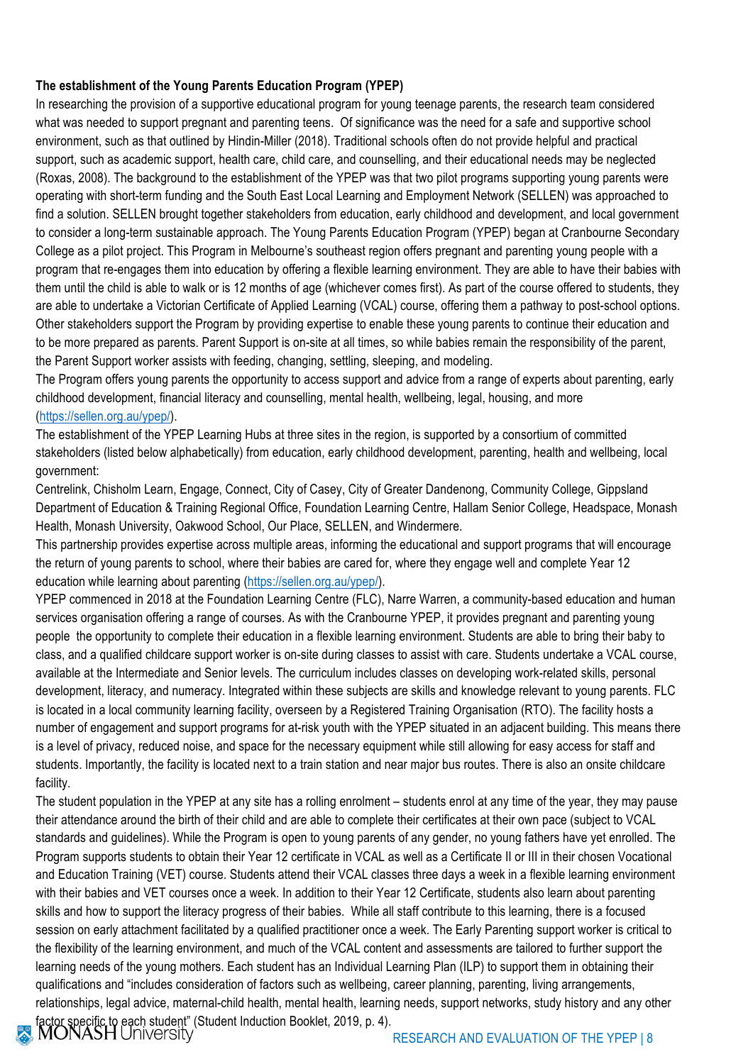**The establishment of the Young Parents Education Program (YPEP)**

In researching the provision of a supportive educational program for young teenage parents, the research team considered what was needed to support pregnant and parenting teens. Of significance was the need for a safe and supportive school environment, such as that outlined by Hindin-Miller (2018). Traditional schools often do not provide helpful and practical support, such as academic support, health care, child care, and counselling, and their educational needs may be neglected (Roxas, 2008). The background to the establishment of the YPEP was that two pilot programs supporting young parents were operating with short-term funding and the South East Local Learning and Employment Network (SELLEN) was approached to find a solution. SELLEN brought together stakeholders from education, early childhood and development, and local government to consider a long-term sustainable approach. The Young Parents Education Program (YPEP) began at Cranbourne Secondary College as a pilot project. This Program in Melbourne's southeast region offers pregnant and parenting young people with a program that re-engages them into education by offering a flexible learning environment. They are able to have their babies with them until the child is able to walk or is 12 months of age (whichever comes first). As part of the course offered to students, they are able to undertake a Victorian Certificate of Applied Learning (VCAL) course, offering them a pathway to post-school options. Other stakeholders support the Program by providing expertise to enable these young parents to continue their education and to be more prepared as parents. Parent Support is on-site at all times, so while babies remain the responsibility of the parent, the Parent Support worker assists with feeding, changing, settling, sleeping, and modeling.

The Program offers young parents the opportunity to access support and advice from a range of experts about parenting, early childhood development, financial literacy and counselling, mental health, wellbeing, legal, housing, and more (https://sellen.org.au/ypep/).

The establishment of the YPEP Learning Hubs at three sites in the region, is supported by a consortium of committed stakeholders (listed below alphabetically) from education, early childhood development, parenting, health and wellbeing, local government:

Centrelink, Chisholm Learn, Engage, Connect, City of Casey, City of Greater Dandenong, Community College, Gippsland Department of Education & Training Regional Office, Foundation Learning Centre, Hallam Senior College, Headspace, Monash Health, Monash University, Oakwood School, Our Place, SELLEN, and Windermere.

This partnership provides expertise across multiple areas, informing the educational and support programs that will encourage the return of young parents to school, where their babies are cared for, where they engage well and complete Year 12 education while learning about parenting (https://sellen.org.au/ypep/).

YPEP commenced in 2018 at the Foundation Learning Centre (FLC), Narre Warren, a community-based education and human services organisation offering a range of courses. As with the Cranbourne YPEP, it provides pregnant and parenting young people the opportunity to complete their education in a flexible learning environment. Students are able to bring their baby to class, and a qualified childcare support worker is on-site during classes to assist with care. Students undertake a VCAL course, available at the Intermediate and Senior levels. The curriculum includes classes on developing work-related skills, personal development, literacy, and numeracy. Integrated within these subjects are skills and knowledge relevant to young parents. FLC is located in a local community learning facility, overseen by a Registered Training Organisation (RTO). The facility hosts a number of engagement and support programs for at-risk youth with the YPEP situated in an adjacent building. This means there is a level of privacy, reduced noise, and space for the necessary equipment while still allowing for easy access for staff and students. Importantly, the facility is located next to a train station and near major bus routes. There is also an onsite childcare facility.

The student population in the YPEP at any site has a rolling enrolment – students enrol at any time of the year, they may pause their attendance around the birth of their child and are able to complete their certificates at their own pace (subject to VCAL standards and guidelines). While the Program is open to young parents of any gender, no young fathers have yet enrolled. The Program supports students to obtain their Year 12 certificate in VCAL as well as a Certificate II or III in their chosen Vocational and Education Training (VET) course. Students attend their VCAL classes three days a week in a flexible learning environment with their babies and VET courses once a week. In addition to their Year 12 Certificate, students also learn about parenting skills and how to support the literacy progress of their babies. While all staff contribute to this learning, there is a focused session on early attachment facilitated by a qualified practitioner once a week. The Early Parenting support worker is critical to the flexibility of the learning environment, and much of the VCAL content and assessments are tailored to further support the learning needs of the young mothers. Each student has an Individual Learning Plan (ILP) to support them in obtaining their qualifications and "includes consideration of factors such as wellbeing, career planning, parenting, living arrangements, relationships, legal advice, maternal-child health, mental health, learning needs, support networks, study history and any other factor specific to each student" (Student Induction Booklet, 2019, p. 4).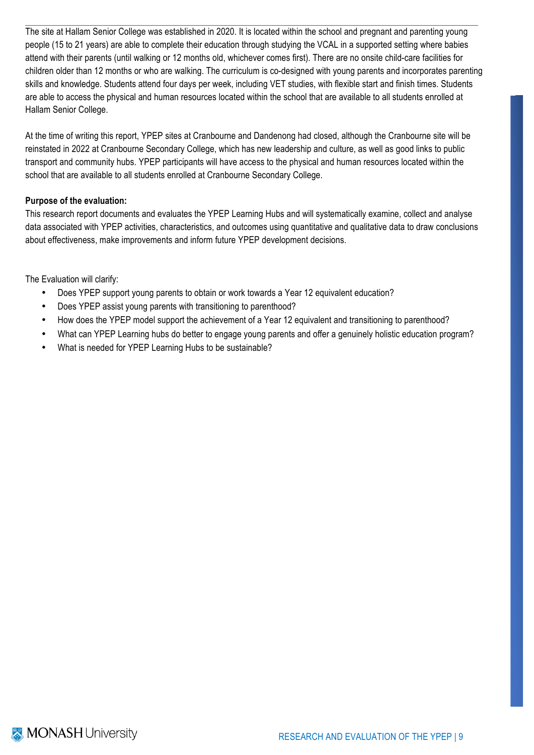The site at Hallam Senior College was established in 2020. It is located within the school and pregnant and parenting young people (15 to 21 years) are able to complete their education through studying the VCAL in a supported setting where babies attend with their parents (until walking or 12 months old, whichever comes first). There are no onsite child-care facilities for children older than 12 months or who are walking. The curriculum is co-designed with young parents and incorporates parenting skills and knowledge. Students attend four days per week, including VET studies, with flexible start and finish times. Students are able to access the physical and human resources located within the school that are available to all students enrolled at Hallam Senior College.

At the time of writing this report, YPEP sites at Cranbourne and Dandenong had closed, although the Cranbourne site will be reinstated in 2022 at Cranbourne Secondary College, which has new leadership and culture, as well as good links to public transport and community hubs. YPEP participants will have access to the physical and human resources located within the school that are available to all students enrolled at Cranbourne Secondary College.

**Purpose of the evaluation:**
This research report documents and evaluates the YPEP Learning Hubs and will systematically examine, collect and analyse data associated with YPEP activities, characteristics, and outcomes using quantitative and qualitative data to draw conclusions about effectiveness, make improvements and inform future YPEP development decisions.

The Evaluation will clarify:

- Does YPEP support young parents to obtain or work towards a Year 12 equivalent education?
- Does YPEP assist young parents with transitioning to parenthood?
- How does the YPEP model support the achievement of a Year 12 equivalent and transitioning to parenthood?
- What can YPEP Learning hubs do better to engage young parents and offer a genuinely holistic education program?
- What is needed for YPEP Learning Hubs to be sustainable?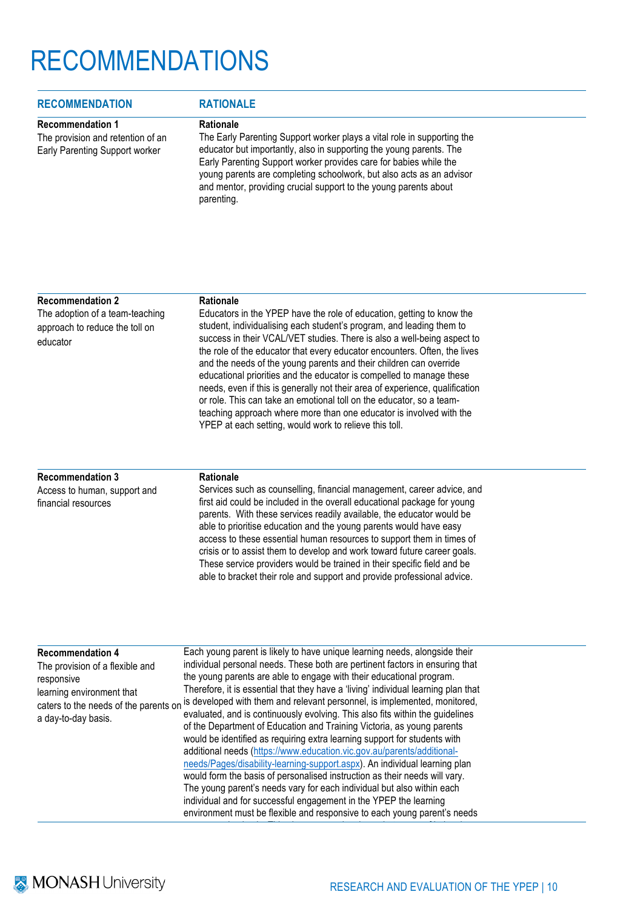# RECOMMENDATIONS

| RECOMMENDATION | RATIONALE |
|---|---|
| **Recommendation 1**<br>The provision and retention of an Early Parenting Support worker | **Rationale**<br>The Early Parenting Support worker plays a vital role in supporting the educator but importantly, also in supporting the young parents. The Early Parenting Support worker provides care for babies while the young parents are completing schoolwork, but also acts as an advisor and mentor, providing crucial support to the young parents about parenting. |
| **Recommendation 2**<br>The adoption of a team-teaching approach to reduce the toll on educator | **Rationale**<br>Educators in the YPEP have the role of education, getting to know the student, individualising each student's program, and leading them to success in their VCAL/VET studies. There is also a well-being aspect to the role of the educator that every educator encounters. Often, the lives and the needs of the young parents and their children can override educational priorities and the educator is compelled to manage these needs, even if this is generally not their area of experience, qualification or role. This can take an emotional toll on the educator, so a team-teaching approach where more than one educator is involved with the YPEP at each setting, would work to relieve this toll. |
| **Recommendation 3**<br>Access to human, support and financial resources | **Rationale**<br>Services such as counselling, financial management, career advice, and first aid could be included in the overall educational package for young parents. With these services readily available, the educator would be able to prioritise education and the young parents would have easy access to these essential human resources to support them in times of crisis or to assist them to develop and work toward future career goals. These service providers would be trained in their specific field and be able to bracket their role and support and provide professional advice. |
| **Recommendation 4**<br>The provision of a flexible and responsive learning environment that caters to the needs of the parents on a day-to-day basis. | Each young parent is likely to have unique learning needs, alongside their individual personal needs. These both are pertinent factors in ensuring that the young parents are able to engage with their educational program. Therefore, it is essential that they have a 'living' individual learning plan that is developed with them and relevant personnel, is implemented, monitored, evaluated, and is continuously evolving. This also fits within the guidelines of the Department of Education and Training Victoria, as young parents would be identified as requiring extra learning support for students with additional needs (https://www.education.vic.gov.au/parents/additional-needs/Pages/disability-learning-support.aspx). An individual learning plan would form the basis of personalised instruction as their needs will vary. The young parent's needs vary for each individual but also within each individual and for successful engagement in the YPEP the learning environment must be flexible and responsive to each young parent's needs |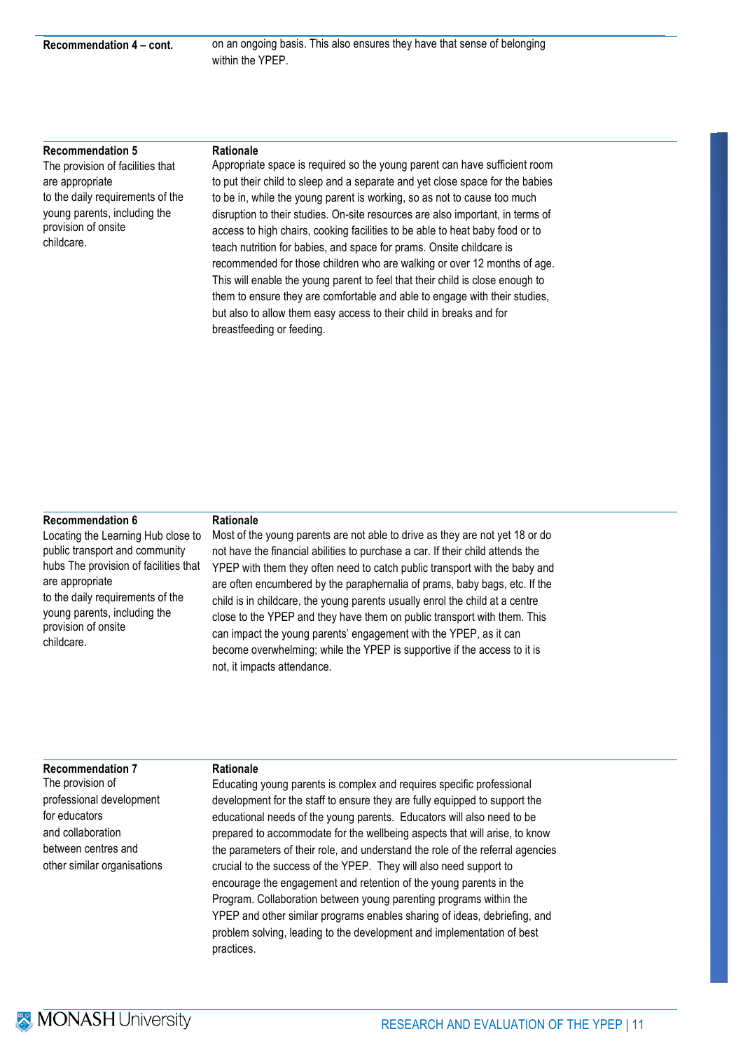| Recommendation 4 – cont. | on an ongoing basis. This also ensures they have that sense of belonging within the YPEP. |
|---|---|

| **Recommendation 5** | **Rationale** |
|---|---|
| The provision of facilities that are appropriate to the daily requirements of the young parents, including the provision of onsite childcare. | Appropriate space is required so the young parent can have sufficient room to put their child to sleep and a separate and yet close space for the babies to be in, while the young parent is working, so as not to cause too much disruption to their studies. On-site resources are also important, in terms of access to high chairs, cooking facilities to be able to heat baby food or to teach nutrition for babies, and space for prams. Onsite childcare is recommended for those children who are walking or over 12 months of age. This will enable the young parent to feel that their child is close enough to them to ensure they are comfortable and able to engage with their studies, but also to allow them easy access to their child in breaks and for breastfeeding or feeding. |

| **Recommendation 6** | **Rationale** |
|---|---|
| Locating the Learning Hub close to public transport and community hubs The provision of facilities that are appropriate to the daily requirements of the young parents, including the provision of onsite childcare. | Most of the young parents are not able to drive as they are not yet 18 or do not have the financial abilities to purchase a car. If their child attends the YPEP with them they often need to catch public transport with the baby and are often encumbered by the paraphernalia of prams, baby bags, etc. If the child is in childcare, the young parents usually enrol the child at a centre close to the YPEP and they have them on public transport with them. This can impact the young parents' engagement with the YPEP, as it can become overwhelming; while the YPEP is supportive if the access to it is not, it impacts attendance. |

| **Recommendation 7** | **Rationale** |
|---|---|
| The provision of professional development for educators and collaboration between centres and other similar organisations | Educating young parents is complex and requires specific professional development for the staff to ensure they are fully equipped to support the educational needs of the young parents. Educators will also need to be prepared to accommodate for the wellbeing aspects that will arise, to know the parameters of their role, and understand the role of the referral agencies crucial to the success of the YPEP. They will also need support to encourage the engagement and retention of the young parents in the Program. Collaboration between young parenting programs within the YPEP and other similar programs enables sharing of ideas, debriefing, and problem solving, leading to the development and implementation of best practices. |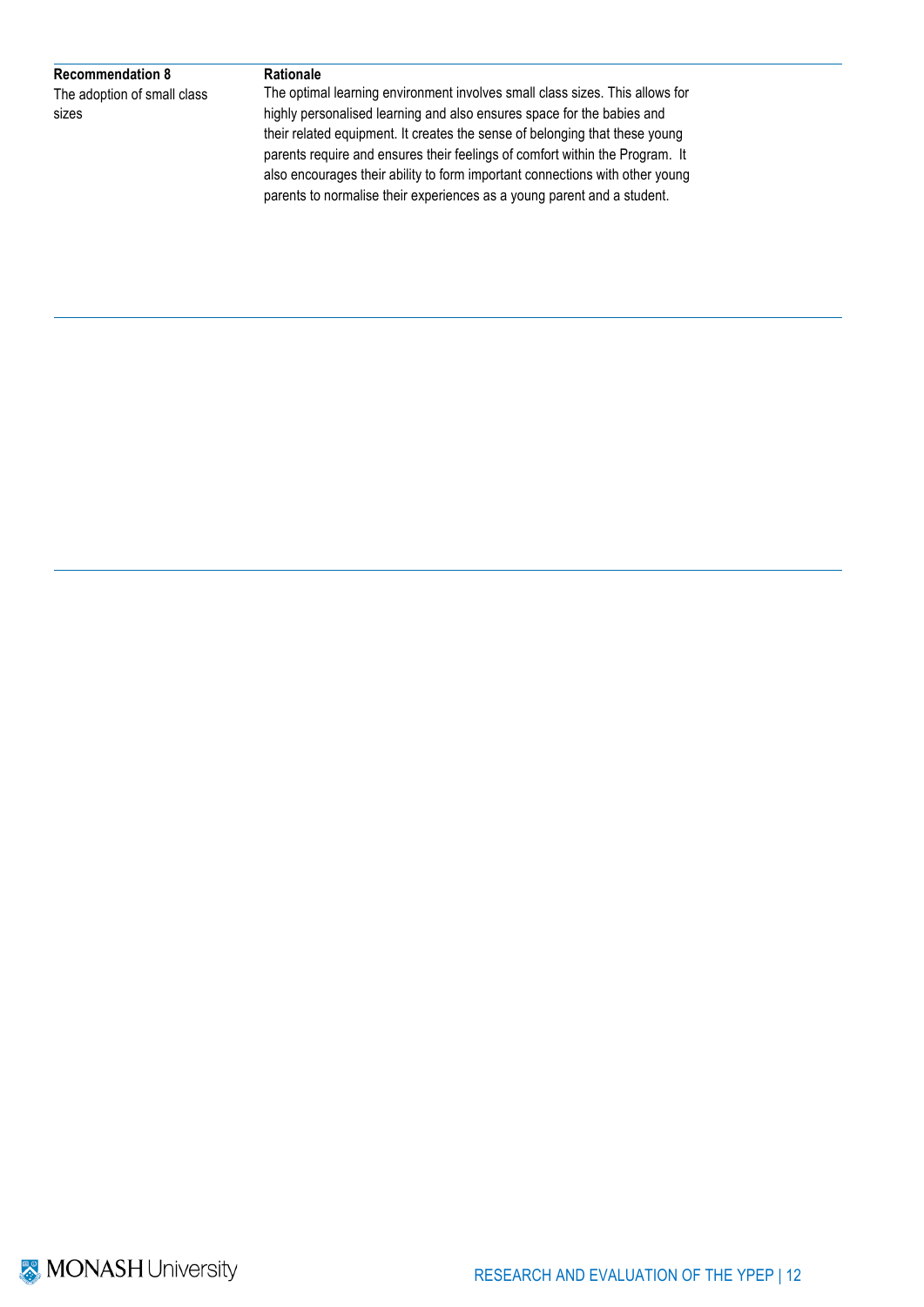| Recommendation 8 | Rationale |
| --- | --- |
| The adoption of small class sizes | The optimal learning environment involves small class sizes. This allows for highly personalised learning and also ensures space for the babies and their related equipment. It creates the sense of belonging that these young parents require and ensures their feelings of comfort within the Program. It also encourages their ability to form important connections with other young parents to normalise their experiences as a young parent and a student. |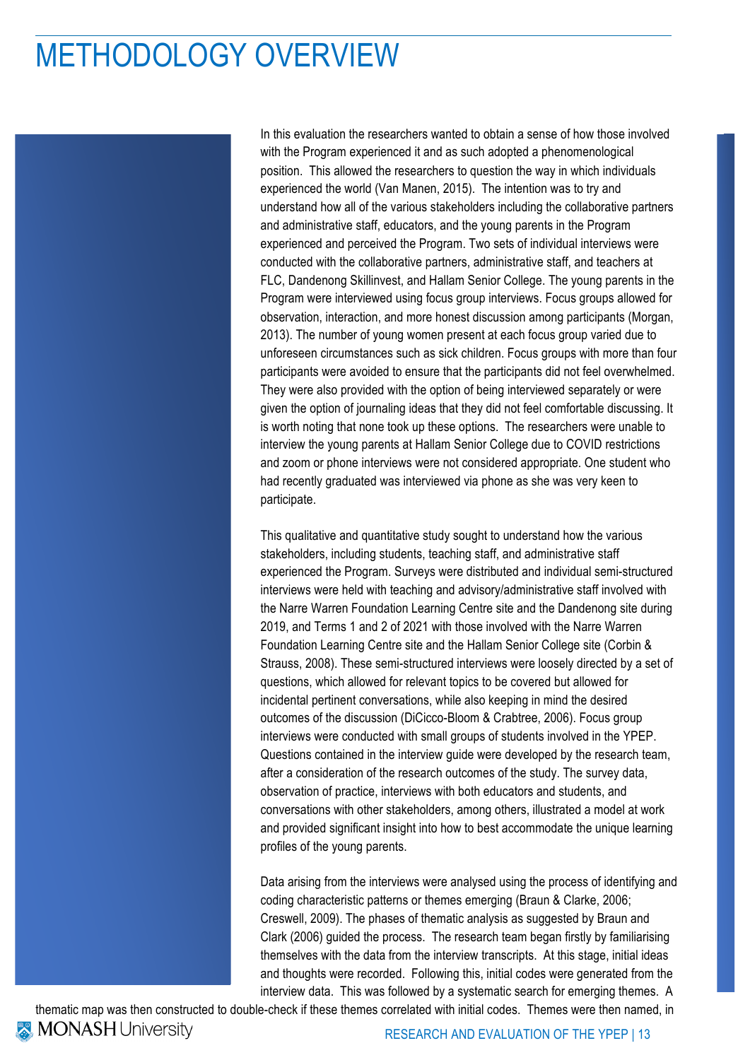# METHODOLOGY OVERVIEW

In this evaluation the researchers wanted to obtain a sense of how those involved with the Program experienced it and as such adopted a phenomenological position. This allowed the researchers to question the way in which individuals experienced the world (Van Manen, 2015). The intention was to try and understand how all of the various stakeholders including the collaborative partners and administrative staff, educators, and the young parents in the Program experienced and perceived the Program. Two sets of individual interviews were conducted with the collaborative partners, administrative staff, and teachers at FLC, Dandenong Skillinvest, and Hallam Senior College. The young parents in the Program were interviewed using focus group interviews. Focus groups allowed for observation, interaction, and more honest discussion among participants (Morgan, 2013). The number of young women present at each focus group varied due to unforeseen circumstances such as sick children. Focus groups with more than four participants were avoided to ensure that the participants did not feel overwhelmed. They were also provided with the option of being interviewed separately or were given the option of journaling ideas that they did not feel comfortable discussing. It is worth noting that none took up these options. The researchers were unable to interview the young parents at Hallam Senior College due to COVID restrictions and zoom or phone interviews were not considered appropriate. One student who had recently graduated was interviewed via phone as she was very keen to participate.

This qualitative and quantitative study sought to understand how the various stakeholders, including students, teaching staff, and administrative staff experienced the Program. Surveys were distributed and individual semi-structured interviews were held with teaching and advisory/administrative staff involved with the Narre Warren Foundation Learning Centre site and the Dandenong site during 2019, and Terms 1 and 2 of 2021 with those involved with the Narre Warren Foundation Learning Centre site and the Hallam Senior College site (Corbin & Strauss, 2008). These semi-structured interviews were loosely directed by a set of questions, which allowed for relevant topics to be covered but allowed for incidental pertinent conversations, while also keeping in mind the desired outcomes of the discussion (DiCicco-Bloom & Crabtree, 2006). Focus group interviews were conducted with small groups of students involved in the YPEP. Questions contained in the interview guide were developed by the research team, after a consideration of the research outcomes of the study. The survey data, observation of practice, interviews with both educators and students, and conversations with other stakeholders, among others, illustrated a model at work and provided significant insight into how to best accommodate the unique learning profiles of the young parents.

Data arising from the interviews were analysed using the process of identifying and coding characteristic patterns or themes emerging (Braun & Clarke, 2006; Creswell, 2009). The phases of thematic analysis as suggested by Braun and Clark (2006) guided the process. The research team began firstly by familiarising themselves with the data from the interview transcripts. At this stage, initial ideas and thoughts were recorded. Following this, initial codes were generated from the interview data. This was followed by a systematic search for emerging themes. A thematic map was then constructed to double-check if these themes correlated with initial codes. Themes were then named, in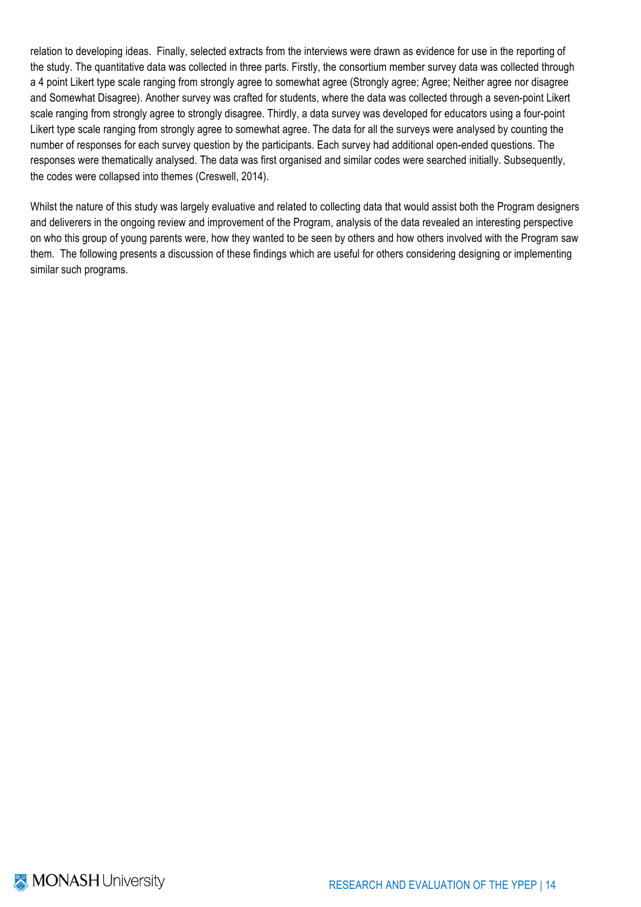relation to developing ideas. Finally, selected extracts from the interviews were drawn as evidence for use in the reporting of the study. The quantitative data was collected in three parts. Firstly, the consortium member survey data was collected through a 4 point Likert type scale ranging from strongly agree to somewhat agree (Strongly agree; Agree; Neither agree nor disagree and Somewhat Disagree). Another survey was crafted for students, where the data was collected through a seven-point Likert scale ranging from strongly agree to strongly disagree. Thirdly, a data survey was developed for educators using a four-point Likert type scale ranging from strongly agree to somewhat agree. The data for all the surveys were analysed by counting the number of responses for each survey question by the participants. Each survey had additional open-ended questions. The responses were thematically analysed. The data was first organised and similar codes were searched initially. Subsequently, the codes were collapsed into themes (Creswell, 2014).

Whilst the nature of this study was largely evaluative and related to collecting data that would assist both the Program designers and deliverers in the ongoing review and improvement of the Program, analysis of the data revealed an interesting perspective on who this group of young parents were, how they wanted to be seen by others and how others involved with the Program saw them. The following presents a discussion of these findings which are useful for others considering designing or implementing similar such programs.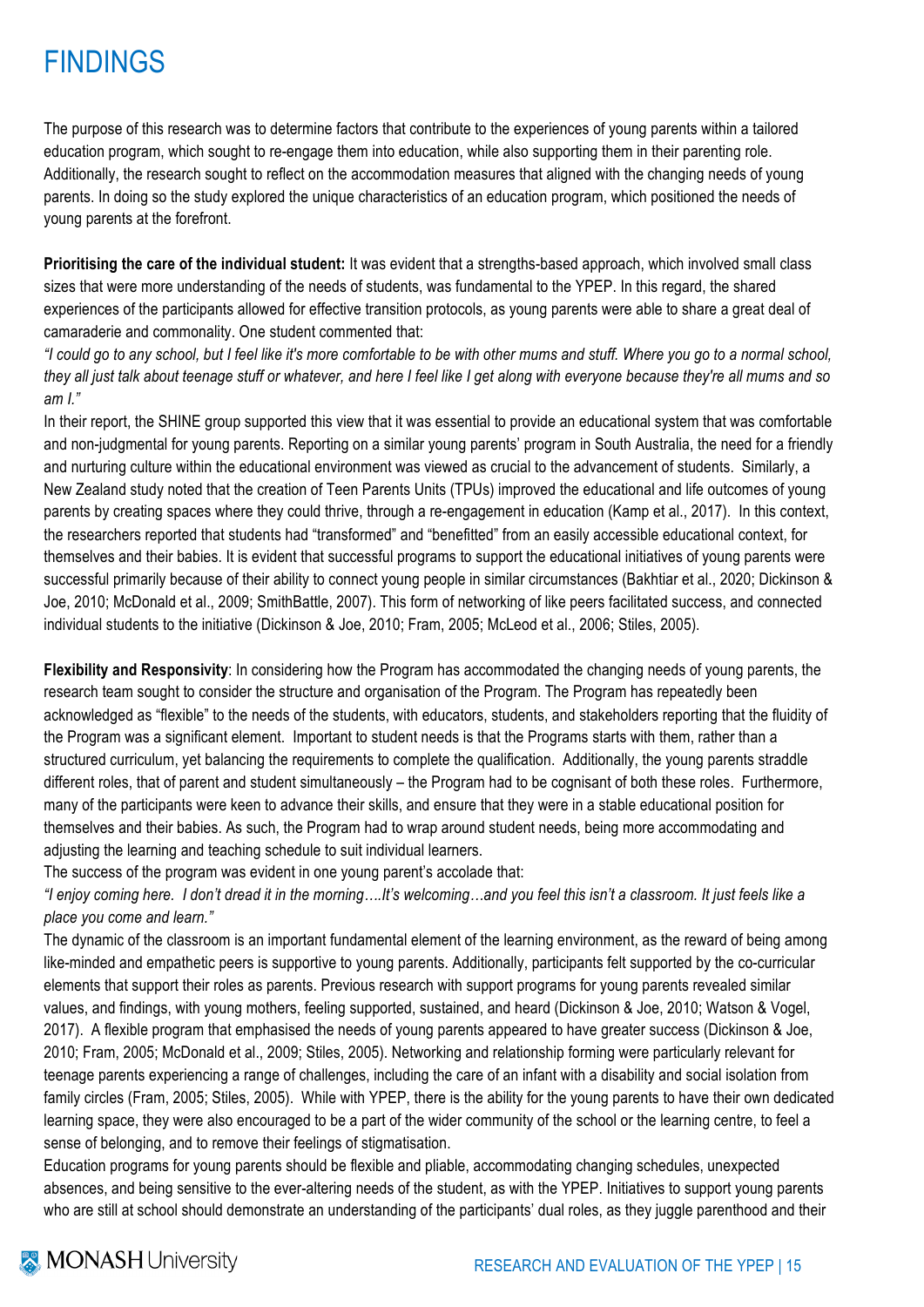# FINDINGS

The purpose of this research was to determine factors that contribute to the experiences of young parents within a tailored education program, which sought to re-engage them into education, while also supporting them in their parenting role. Additionally, the research sought to reflect on the accommodation measures that aligned with the changing needs of young parents. In doing so the study explored the unique characteristics of an education program, which positioned the needs of young parents at the forefront.

**Prioritising the care of the individual student:** It was evident that a strengths-based approach, which involved small class sizes that were more understanding of the needs of students, was fundamental to the YPEP. In this regard, the shared experiences of the participants allowed for effective transition protocols, as young parents were able to share a great deal of camaraderie and commonality. One student commented that:

*"I could go to any school, but I feel like it's more comfortable to be with other mums and stuff. Where you go to a normal school, they all just talk about teenage stuff or whatever, and here I feel like I get along with everyone because they're all mums and so am I."*

In their report, the SHINE group supported this view that it was essential to provide an educational system that was comfortable and non-judgmental for young parents. Reporting on a similar young parents' program in South Australia, the need for a friendly and nurturing culture within the educational environment was viewed as crucial to the advancement of students. Similarly, a New Zealand study noted that the creation of Teen Parents Units (TPUs) improved the educational and life outcomes of young parents by creating spaces where they could thrive, through a re-engagement in education (Kamp et al., 2017). In this context, the researchers reported that students had "transformed" and "benefitted" from an easily accessible educational context, for themselves and their babies. It is evident that successful programs to support the educational initiatives of young parents were successful primarily because of their ability to connect young people in similar circumstances (Bakhtiar et al., 2020; Dickinson & Joe, 2010; McDonald et al., 2009; SmithBattle, 2007). This form of networking of like peers facilitated success, and connected individual students to the initiative (Dickinson & Joe, 2010; Fram, 2005; McLeod et al., 2006; Stiles, 2005).

**Flexibility and Responsivity**: In considering how the Program has accommodated the changing needs of young parents, the research team sought to consider the structure and organisation of the Program. The Program has repeatedly been acknowledged as "flexible" to the needs of the students, with educators, students, and stakeholders reporting that the fluidity of the Program was a significant element. Important to student needs is that the Programs starts with them, rather than a structured curriculum, yet balancing the requirements to complete the qualification. Additionally, the young parents straddle different roles, that of parent and student simultaneously – the Program had to be cognisant of both these roles. Furthermore, many of the participants were keen to advance their skills, and ensure that they were in a stable educational position for themselves and their babies. As such, the Program had to wrap around student needs, being more accommodating and adjusting the learning and teaching schedule to suit individual learners.

The success of the program was evident in one young parent's accolade that:

*"I enjoy coming here. I don't dread it in the morning….It's welcoming…and you feel this isn't a classroom. It just feels like a place you come and learn."*

The dynamic of the classroom is an important fundamental element of the learning environment, as the reward of being among like-minded and empathetic peers is supportive to young parents. Additionally, participants felt supported by the co-curricular elements that support their roles as parents. Previous research with support programs for young parents revealed similar values, and findings, with young mothers, feeling supported, sustained, and heard (Dickinson & Joe, 2010; Watson & Vogel, 2017). A flexible program that emphasised the needs of young parents appeared to have greater success (Dickinson & Joe, 2010; Fram, 2005; McDonald et al., 2009; Stiles, 2005). Networking and relationship forming were particularly relevant for teenage parents experiencing a range of challenges, including the care of an infant with a disability and social isolation from family circles (Fram, 2005; Stiles, 2005). While with YPEP, there is the ability for the young parents to have their own dedicated learning space, they were also encouraged to be a part of the wider community of the school or the learning centre, to feel a sense of belonging, and to remove their feelings of stigmatisation.

Education programs for young parents should be flexible and pliable, accommodating changing schedules, unexpected absences, and being sensitive to the ever-altering needs of the student, as with the YPEP. Initiatives to support young parents who are still at school should demonstrate an understanding of the participants' dual roles, as they juggle parenthood and their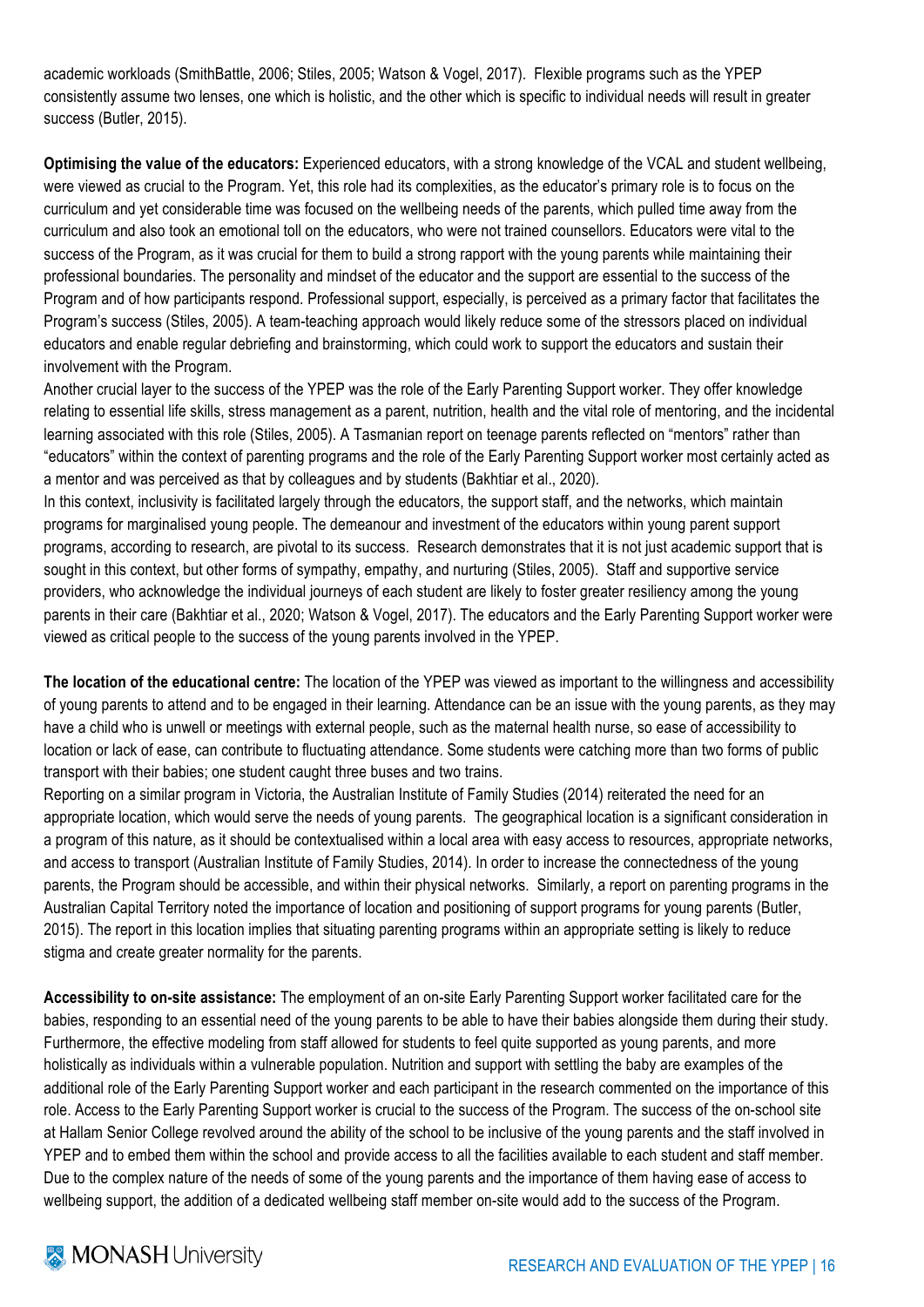academic workloads (SmithBattle, 2006; Stiles, 2005; Watson & Vogel, 2017). Flexible programs such as the YPEP consistently assume two lenses, one which is holistic, and the other which is specific to individual needs will result in greater success (Butler, 2015).

**Optimising the value of the educators:** Experienced educators, with a strong knowledge of the VCAL and student wellbeing, were viewed as crucial to the Program. Yet, this role had its complexities, as the educator's primary role is to focus on the curriculum and yet considerable time was focused on the wellbeing needs of the parents, which pulled time away from the curriculum and also took an emotional toll on the educators, who were not trained counsellors. Educators were vital to the success of the Program, as it was crucial for them to build a strong rapport with the young parents while maintaining their professional boundaries. The personality and mindset of the educator and the support are essential to the success of the Program and of how participants respond. Professional support, especially, is perceived as a primary factor that facilitates the Program's success (Stiles, 2005). A team-teaching approach would likely reduce some of the stressors placed on individual educators and enable regular debriefing and brainstorming, which could work to support the educators and sustain their involvement with the Program.

Another crucial layer to the success of the YPEP was the role of the Early Parenting Support worker. They offer knowledge relating to essential life skills, stress management as a parent, nutrition, health and the vital role of mentoring, and the incidental learning associated with this role (Stiles, 2005). A Tasmanian report on teenage parents reflected on "mentors" rather than "educators" within the context of parenting programs and the role of the Early Parenting Support worker most certainly acted as a mentor and was perceived as that by colleagues and by students (Bakhtiar et al., 2020).

In this context, inclusivity is facilitated largely through the educators, the support staff, and the networks, which maintain programs for marginalised young people. The demeanour and investment of the educators within young parent support programs, according to research, are pivotal to its success. Research demonstrates that it is not just academic support that is sought in this context, but other forms of sympathy, empathy, and nurturing (Stiles, 2005). Staff and supportive service providers, who acknowledge the individual journeys of each student are likely to foster greater resiliency among the young parents in their care (Bakhtiar et al., 2020; Watson & Vogel, 2017). The educators and the Early Parenting Support worker were viewed as critical people to the success of the young parents involved in the YPEP.

**The location of the educational centre:** The location of the YPEP was viewed as important to the willingness and accessibility of young parents to attend and to be engaged in their learning. Attendance can be an issue with the young parents, as they may have a child who is unwell or meetings with external people, such as the maternal health nurse, so ease of accessibility to location or lack of ease, can contribute to fluctuating attendance. Some students were catching more than two forms of public transport with their babies; one student caught three buses and two trains.

Reporting on a similar program in Victoria, the Australian Institute of Family Studies (2014) reiterated the need for an appropriate location, which would serve the needs of young parents. The geographical location is a significant consideration in a program of this nature, as it should be contextualised within a local area with easy access to resources, appropriate networks, and access to transport (Australian Institute of Family Studies, 2014). In order to increase the connectedness of the young parents, the Program should be accessible, and within their physical networks. Similarly, a report on parenting programs in the Australian Capital Territory noted the importance of location and positioning of support programs for young parents (Butler, 2015). The report in this location implies that situating parenting programs within an appropriate setting is likely to reduce stigma and create greater normality for the parents.

**Accessibility to on-site assistance:** The employment of an on-site Early Parenting Support worker facilitated care for the babies, responding to an essential need of the young parents to be able to have their babies alongside them during their study. Furthermore, the effective modeling from staff allowed for students to feel quite supported as young parents, and more holistically as individuals within a vulnerable population. Nutrition and support with settling the baby are examples of the additional role of the Early Parenting Support worker and each participant in the research commented on the importance of this role. Access to the Early Parenting Support worker is crucial to the success of the Program. The success of the on-school site at Hallam Senior College revolved around the ability of the school to be inclusive of the young parents and the staff involved in YPEP and to embed them within the school and provide access to all the facilities available to each student and staff member. Due to the complex nature of the needs of some of the young parents and the importance of them having ease of access to wellbeing support, the addition of a dedicated wellbeing staff member on-site would add to the success of the Program.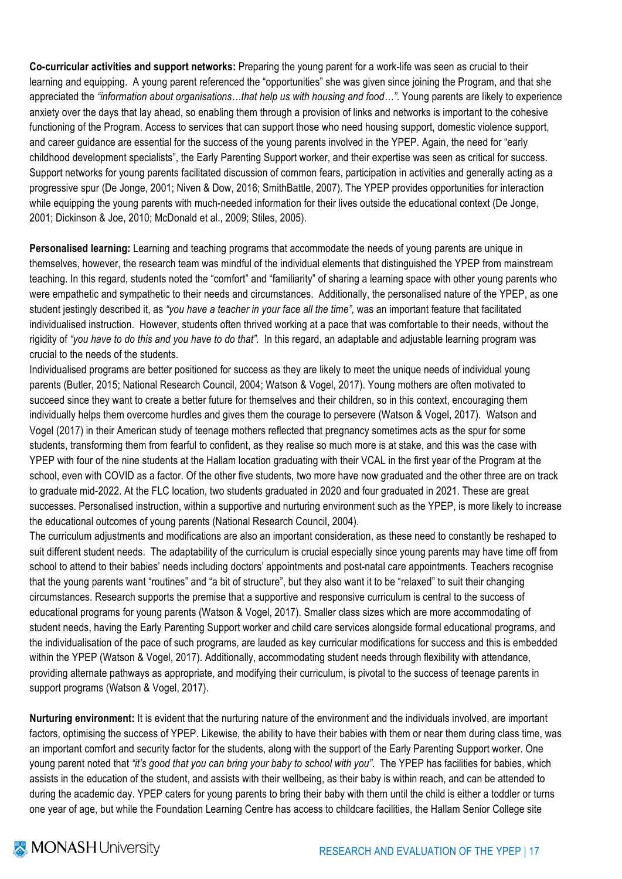**Co-curricular activities and support networks:** Preparing the young parent for a work-life was seen as crucial to their learning and equipping. A young parent referenced the "opportunities" she was given since joining the Program, and that she appreciated the *"information about organisations…that help us with housing and food…"*. Young parents are likely to experience anxiety over the days that lay ahead, so enabling them through a provision of links and networks is important to the cohesive functioning of the Program. Access to services that can support those who need housing support, domestic violence support, and career guidance are essential for the success of the young parents involved in the YPEP. Again, the need for "early childhood development specialists", the Early Parenting Support worker, and their expertise was seen as critical for success. Support networks for young parents facilitated discussion of common fears, participation in activities and generally acting as a progressive spur (De Jonge, 2001; Niven & Dow, 2016; SmithBattle, 2007). The YPEP provides opportunities for interaction while equipping the young parents with much-needed information for their lives outside the educational context (De Jonge, 2001; Dickinson & Joe, 2010; McDonald et al., 2009; Stiles, 2005).

**Personalised learning:** Learning and teaching programs that accommodate the needs of young parents are unique in themselves, however, the research team was mindful of the individual elements that distinguished the YPEP from mainstream teaching. In this regard, students noted the "comfort" and "familiarity" of sharing a learning space with other young parents who were empathetic and sympathetic to their needs and circumstances. Additionally, the personalised nature of the YPEP, as one student jestingly described it, as *"you have a teacher in your face all the time",* was an important feature that facilitated individualised instruction. However, students often thrived working at a pace that was comfortable to their needs, without the rigidity of *"you have to do this and you have to do that".* In this regard, an adaptable and adjustable learning program was crucial to the needs of the students.

Individualised programs are better positioned for success as they are likely to meet the unique needs of individual young parents (Butler, 2015; National Research Council, 2004; Watson & Vogel, 2017). Young mothers are often motivated to succeed since they want to create a better future for themselves and their children, so in this context, encouraging them individually helps them overcome hurdles and gives them the courage to persevere (Watson & Vogel, 2017). Watson and Vogel (2017) in their American study of teenage mothers reflected that pregnancy sometimes acts as the spur for some students, transforming them from fearful to confident, as they realise so much more is at stake, and this was the case with YPEP with four of the nine students at the Hallam location graduating with their VCAL in the first year of the Program at the school, even with COVID as a factor. Of the other five students, two more have now graduated and the other three are on track to graduate mid-2022. At the FLC location, two students graduated in 2020 and four graduated in 2021. These are great successes. Personalised instruction, within a supportive and nurturing environment such as the YPEP, is more likely to increase the educational outcomes of young parents (National Research Council, 2004).

The curriculum adjustments and modifications are also an important consideration, as these need to constantly be reshaped to suit different student needs. The adaptability of the curriculum is crucial especially since young parents may have time off from school to attend to their babies' needs including doctors' appointments and post-natal care appointments. Teachers recognise that the young parents want "routines" and "a bit of structure", but they also want it to be "relaxed" to suit their changing circumstances. Research supports the premise that a supportive and responsive curriculum is central to the success of educational programs for young parents (Watson & Vogel, 2017). Smaller class sizes which are more accommodating of student needs, having the Early Parenting Support worker and child care services alongside formal educational programs, and the individualisation of the pace of such programs, are lauded as key curricular modifications for success and this is embedded within the YPEP (Watson & Vogel, 2017). Additionally, accommodating student needs through flexibility with attendance, providing alternate pathways as appropriate, and modifying their curriculum, is pivotal to the success of teenage parents in support programs (Watson & Vogel, 2017).

**Nurturing environment:** It is evident that the nurturing nature of the environment and the individuals involved, are important factors, optimising the success of YPEP. Likewise, the ability to have their babies with them or near them during class time, was an important comfort and security factor for the students, along with the support of the Early Parenting Support worker. One young parent noted that *"it's good that you can bring your baby to school with you"*. The YPEP has facilities for babies, which assists in the education of the student, and assists with their wellbeing, as their baby is within reach, and can be attended to during the academic day. YPEP caters for young parents to bring their baby with them until the child is either a toddler or turns one year of age, but while the Foundation Learning Centre has access to childcare facilities, the Hallam Senior College site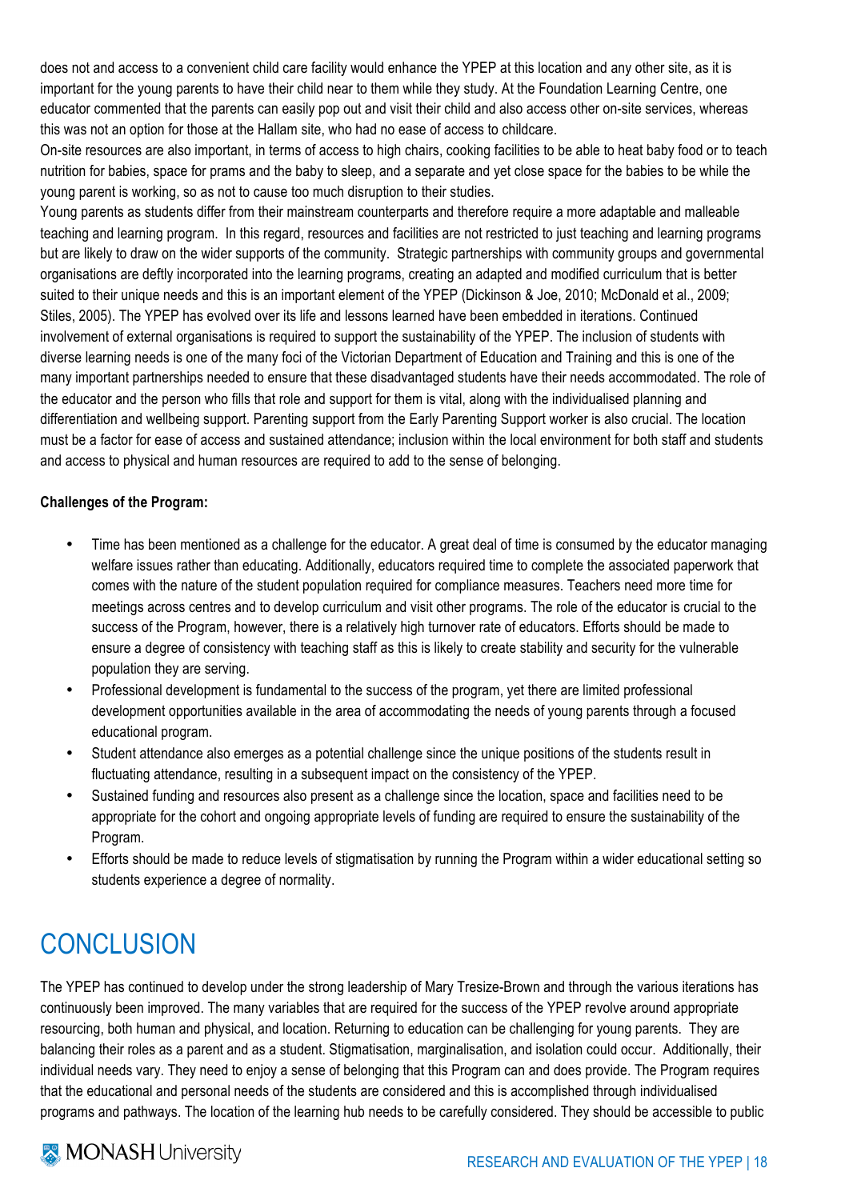does not and access to a convenient child care facility would enhance the YPEP at this location and any other site, as it is important for the young parents to have their child near to them while they study. At the Foundation Learning Centre, one educator commented that the parents can easily pop out and visit their child and also access other on-site services, whereas this was not an option for those at the Hallam site, who had no ease of access to childcare.

On-site resources are also important, in terms of access to high chairs, cooking facilities to be able to heat baby food or to teach nutrition for babies, space for prams and the baby to sleep, and a separate and yet close space for the babies to be while the young parent is working, so as not to cause too much disruption to their studies.

Young parents as students differ from their mainstream counterparts and therefore require a more adaptable and malleable teaching and learning program. In this regard, resources and facilities are not restricted to just teaching and learning programs but are likely to draw on the wider supports of the community. Strategic partnerships with community groups and governmental organisations are deftly incorporated into the learning programs, creating an adapted and modified curriculum that is better suited to their unique needs and this is an important element of the YPEP (Dickinson & Joe, 2010; McDonald et al., 2009; Stiles, 2005). The YPEP has evolved over its life and lessons learned have been embedded in iterations. Continued involvement of external organisations is required to support the sustainability of the YPEP. The inclusion of students with diverse learning needs is one of the many foci of the Victorian Department of Education and Training and this is one of the many important partnerships needed to ensure that these disadvantaged students have their needs accommodated. The role of the educator and the person who fills that role and support for them is vital, along with the individualised planning and differentiation and wellbeing support. Parenting support from the Early Parenting Support worker is also crucial. The location must be a factor for ease of access and sustained attendance; inclusion within the local environment for both staff and students and access to physical and human resources are required to add to the sense of belonging.

**Challenges of the Program:**

- Time has been mentioned as a challenge for the educator. A great deal of time is consumed by the educator managing welfare issues rather than educating. Additionally, educators required time to complete the associated paperwork that comes with the nature of the student population required for compliance measures. Teachers need more time for meetings across centres and to develop curriculum and visit other programs. The role of the educator is crucial to the success of the Program, however, there is a relatively high turnover rate of educators. Efforts should be made to ensure a degree of consistency with teaching staff as this is likely to create stability and security for the vulnerable population they are serving.
- Professional development is fundamental to the success of the program, yet there are limited professional development opportunities available in the area of accommodating the needs of young parents through a focused educational program.
- Student attendance also emerges as a potential challenge since the unique positions of the students result in fluctuating attendance, resulting in a subsequent impact on the consistency of the YPEP.
- Sustained funding and resources also present as a challenge since the location, space and facilities need to be appropriate for the cohort and ongoing appropriate levels of funding are required to ensure the sustainability of the Program.
- Efforts should be made to reduce levels of stigmatisation by running the Program within a wider educational setting so students experience a degree of normality.

# CONCLUSION

The YPEP has continued to develop under the strong leadership of Mary Tresize-Brown and through the various iterations has continuously been improved. The many variables that are required for the success of the YPEP revolve around appropriate resourcing, both human and physical, and location. Returning to education can be challenging for young parents. They are balancing their roles as a parent and as a student. Stigmatisation, marginalisation, and isolation could occur. Additionally, their individual needs vary. They need to enjoy a sense of belonging that this Program can and does provide. The Program requires that the educational and personal needs of the students are considered and this is accomplished through individualised programs and pathways. The location of the learning hub needs to be carefully considered. They should be accessible to public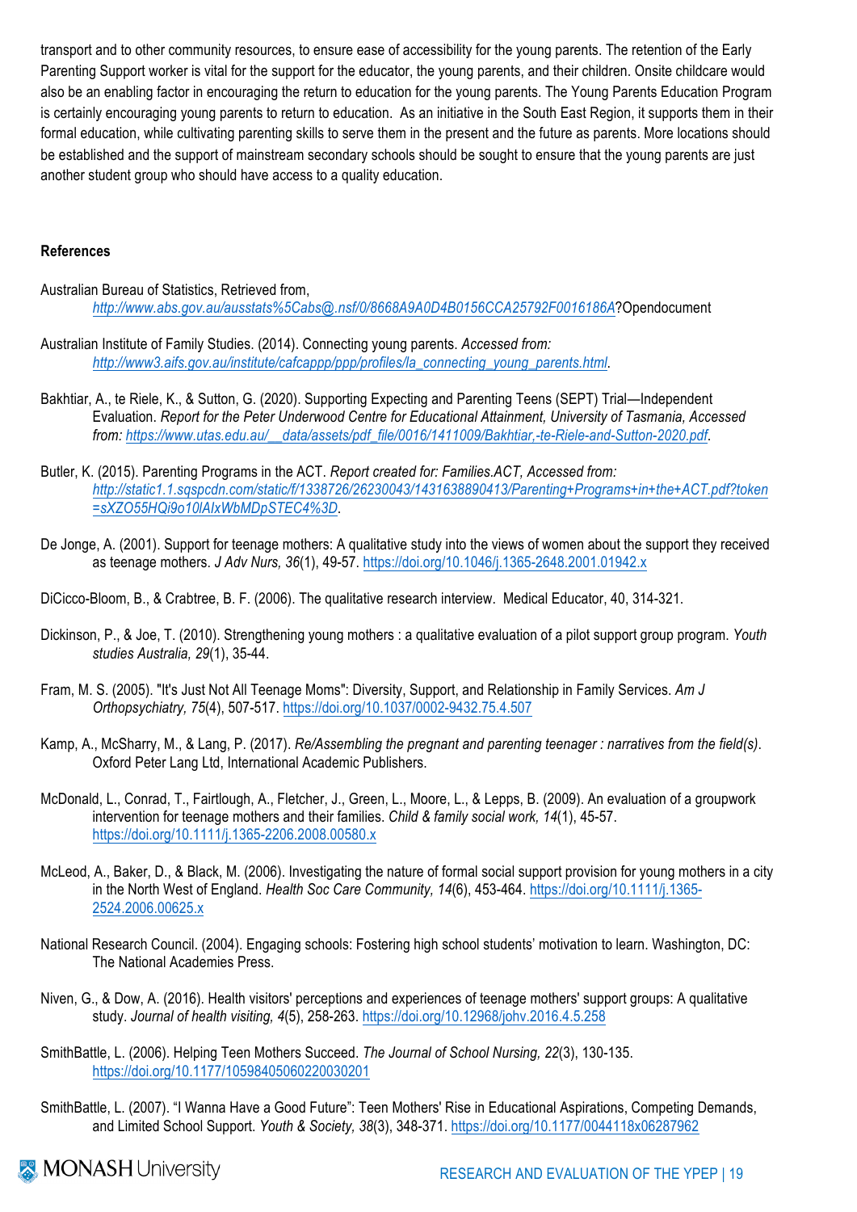transport and to other community resources, to ensure ease of accessibility for the young parents. The retention of the Early Parenting Support worker is vital for the support for the educator, the young parents, and their children. Onsite childcare would also be an enabling factor in encouraging the return to education for the young parents. The Young Parents Education Program is certainly encouraging young parents to return to education. As an initiative in the South East Region, it supports them in their formal education, while cultivating parenting skills to serve them in the present and the future as parents. More locations should be established and the support of mainstream secondary schools should be sought to ensure that the young parents are just another student group who should have access to a quality education.

**References**

Australian Bureau of Statistics, Retrieved from, *http://www.abs.gov.au/ausstats%5Cabs@.nsf/0/8668A9A0D4B0156CCA25792F0016186A*?Opendocument

Australian Institute of Family Studies. (2014). Connecting young parents. *Accessed from: http://www3.aifs.gov.au/institute/cafcappp/ppp/profiles/la_connecting_young_parents.html*.

Bakhtiar, A., te Riele, K., & Sutton, G. (2020). Supporting Expecting and Parenting Teens (SEPT) Trial—Independent Evaluation. *Report for the Peter Underwood Centre for Educational Attainment, University of Tasmania, Accessed from: https://www.utas.edu.au/__data/assets/pdf_file/0016/1411009/Bakhtiar,-te-Riele-and-Sutton-2020.pdf*.

Butler, K. (2015). Parenting Programs in the ACT. *Report created for: Families.ACT, Accessed from: http://static1.1.sqspcdn.com/static/f/1338726/26230043/1431638890413/Parenting+Programs+in+the+ACT.pdf?token=sXZO55HQi9o10lAIxWbMDpSTEC4%3D*.

De Jonge, A. (2001). Support for teenage mothers: A qualitative study into the views of women about the support they received as teenage mothers. *J Adv Nurs, 36*(1), 49-57. https://doi.org/10.1046/j.1365-2648.2001.01942.x

DiCicco-Bloom, B., & Crabtree, B. F. (2006). The qualitative research interview. Medical Educator, 40, 314-321.

Dickinson, P., & Joe, T. (2010). Strengthening young mothers : a qualitative evaluation of a pilot support group program. *Youth studies Australia, 29*(1), 35-44.

Fram, M. S. (2005). "It's Just Not All Teenage Moms": Diversity, Support, and Relationship in Family Services. *Am J Orthopsychiatry, 75*(4), 507-517. https://doi.org/10.1037/0002-9432.75.4.507

Kamp, A., McSharry, M., & Lang, P. (2017). *Re/Assembling the pregnant and parenting teenager : narratives from the field(s)*. Oxford Peter Lang Ltd, International Academic Publishers.

McDonald, L., Conrad, T., Fairtlough, A., Fletcher, J., Green, L., Moore, L., & Lepps, B. (2009). An evaluation of a groupwork intervention for teenage mothers and their families. *Child & family social work, 14*(1), 45-57. https://doi.org/10.1111/j.1365-2206.2008.00580.x

McLeod, A., Baker, D., & Black, M. (2006). Investigating the nature of formal social support provision for young mothers in a city in the North West of England. *Health Soc Care Community, 14*(6), 453-464. https://doi.org/10.1111/j.1365-2524.2006.00625.x

National Research Council. (2004). Engaging schools: Fostering high school students' motivation to learn. Washington, DC: The National Academies Press.

Niven, G., & Dow, A. (2016). Health visitors' perceptions and experiences of teenage mothers' support groups: A qualitative study. *Journal of health visiting, 4*(5), 258-263. https://doi.org/10.12968/johv.2016.4.5.258

SmithBattle, L. (2006). Helping Teen Mothers Succeed. *The Journal of School Nursing, 22*(3), 130-135. https://doi.org/10.1177/10598405060220030201

SmithBattle, L. (2007). "I Wanna Have a Good Future": Teen Mothers' Rise in Educational Aspirations, Competing Demands, and Limited School Support. *Youth & Society, 38*(3), 348-371. https://doi.org/10.1177/0044118x06287962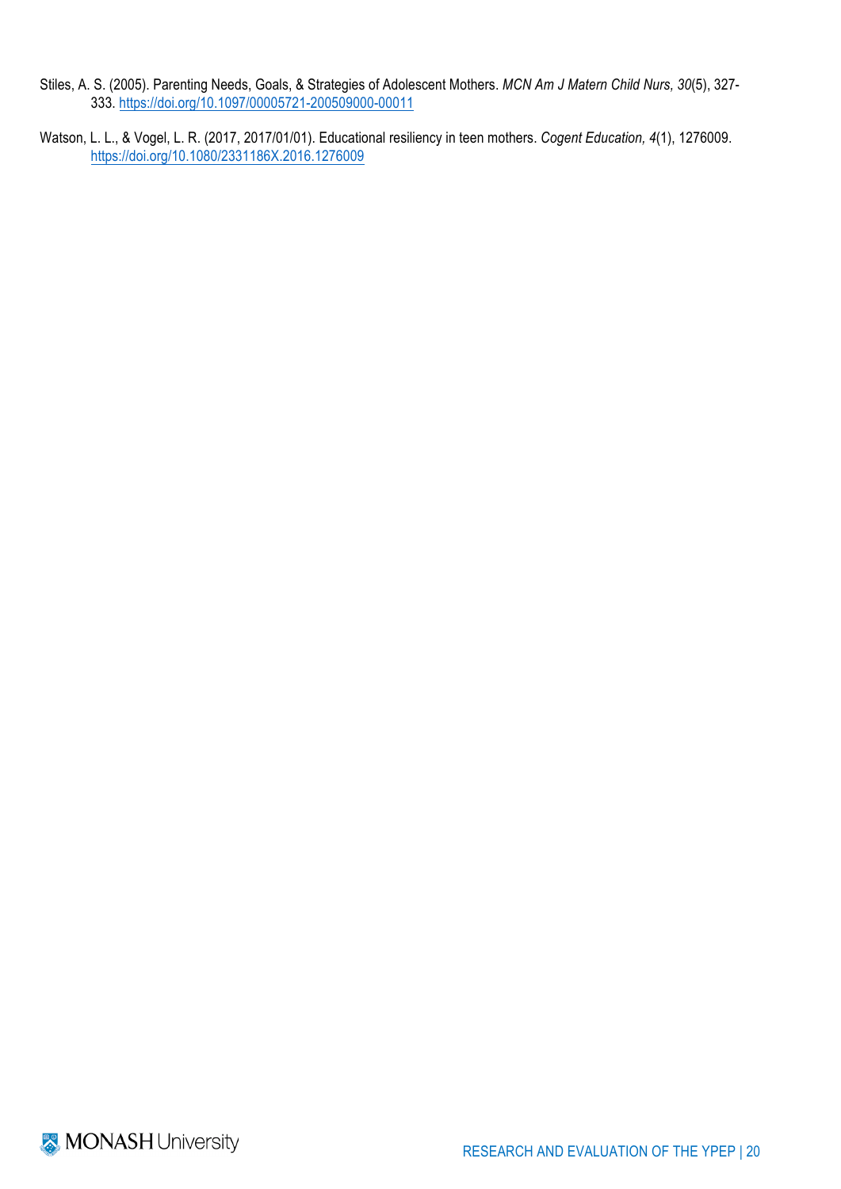Stiles, A. S. (2005). Parenting Needs, Goals, & Strategies of Adolescent Mothers. *MCN Am J Matern Child Nurs, 30*(5), 327-333. https://doi.org/10.1097/00005721-200509000-00011

Watson, L. L., & Vogel, L. R. (2017, 2017/01/01). Educational resiliency in teen mothers. *Cogent Education, 4*(1), 1276009. https://doi.org/10.1080/2331186X.2016.1276009